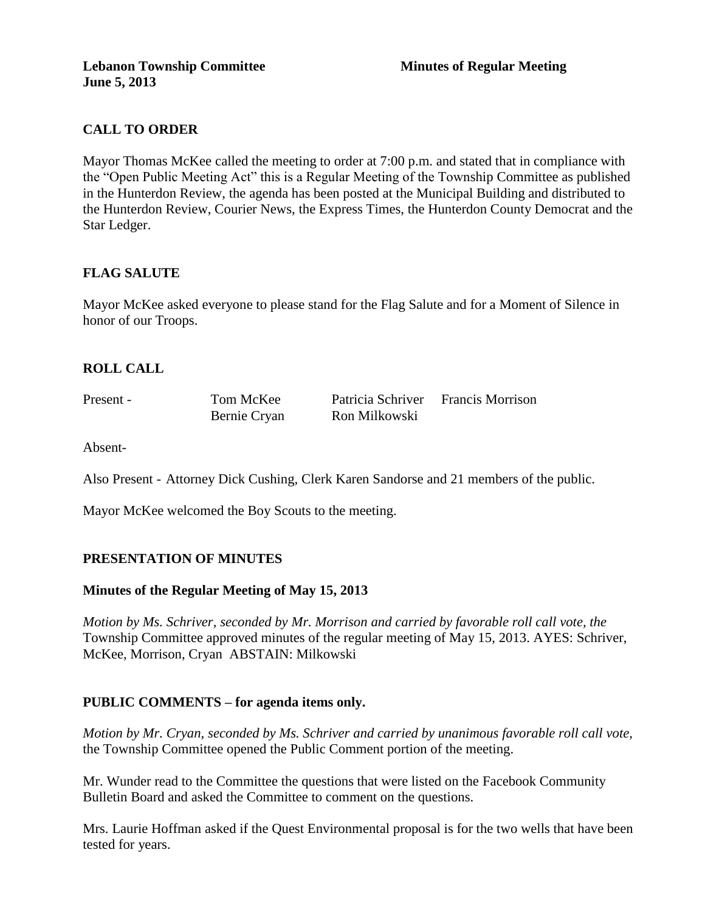**Lebanon Township Committee** **Minutes of Regular Meeting**
**June 5, 2013**

## CALL TO ORDER

Mayor Thomas McKee called the meeting to order at 7:00 p.m. and stated that in compliance with the "Open Public Meeting Act" this is a Regular Meeting of the Township Committee as published in the Hunterdon Review, the agenda has been posted at the Municipal Building and distributed to the Hunterdon Review, Courier News, the Express Times, the Hunterdon County Democrat and the Star Ledger.

## FLAG SALUTE

Mayor McKee asked everyone to please stand for the Flag Salute and for a Moment of Silence in honor of our Troops.

## ROLL CALL

| Present - | Tom McKee | Patricia Schriver | Francis Morrison |
|---|---|---|---|
| | Bernie Cryan | Ron Milkowski | |

Absent-

Also Present - Attorney Dick Cushing, Clerk Karen Sandorse and 21 members of the public.

Mayor McKee welcomed the Boy Scouts to the meeting.

## PRESENTATION OF MINUTES

### Minutes of the Regular Meeting of May 15, 2013

*Motion by Ms. Schriver, seconded by Mr. Morrison and carried by favorable roll call vote, the* Township Committee approved minutes of the regular meeting of May 15, 2013. AYES: Schriver, McKee, Morrison, Cryan ABSTAIN: Milkowski

## PUBLIC COMMENTS – for agenda items only.

*Motion by Mr. Cryan, seconded by Ms. Schriver and carried by unanimous favorable roll call vote,* the Township Committee opened the Public Comment portion of the meeting.

Mr. Wunder read to the Committee the questions that were listed on the Facebook Community Bulletin Board and asked the Committee to comment on the questions.

Mrs. Laurie Hoffman asked if the Quest Environmental proposal is for the two wells that have been tested for years.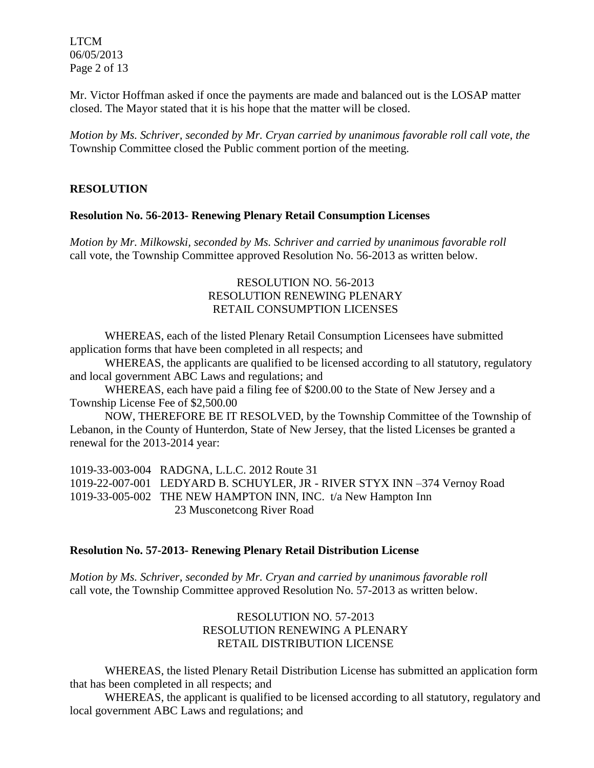Mr. Victor Hoffman asked if once the payments are made and balanced out is the LOSAP matter closed. The Mayor stated that it is his hope that the matter will be closed.

*Motion by Ms. Schriver, seconded by Mr. Cryan carried by unanimous favorable roll call vote, the* Township Committee closed the Public comment portion of the meeting.

## RESOLUTION

### Resolution No. 56-2013- Renewing Plenary Retail Consumption Licenses

*Motion by Mr. Milkowski, seconded by Ms. Schriver and carried by unanimous favorable roll* call vote, the Township Committee approved Resolution No. 56-2013 as written below.

RESOLUTION NO. 56-2013
RESOLUTION RENEWING PLENARY
RETAIL CONSUMPTION LICENSES

WHEREAS, each of the listed Plenary Retail Consumption Licensees have submitted application forms that have been completed in all respects; and

WHEREAS, the applicants are qualified to be licensed according to all statutory, regulatory and local government ABC Laws and regulations; and

WHEREAS, each have paid a filing fee of $200.00 to the State of New Jersey and a Township License Fee of $2,500.00

NOW, THEREFORE BE IT RESOLVED, by the Township Committee of the Township of Lebanon, in the County of Hunterdon, State of New Jersey, that the listed Licenses be granted a renewal for the 2013-2014 year:

1019-33-003-004 RADGNA, L.L.C. 2012 Route 31
1019-22-007-001 LEDYARD B. SCHUYLER, JR - RIVER STYX INN –374 Vernoy Road
1019-33-005-002 THE NEW HAMPTON INN, INC. t/a New Hampton Inn
23 Musconetcong River Road

### Resolution No. 57-2013- Renewing Plenary Retail Distribution License

*Motion by Ms. Schriver, seconded by Mr. Cryan and carried by unanimous favorable roll* call vote, the Township Committee approved Resolution No. 57-2013 as written below.

RESOLUTION NO. 57-2013
RESOLUTION RENEWING A PLENARY
RETAIL DISTRIBUTION LICENSE

WHEREAS, the listed Plenary Retail Distribution License has submitted an application form that has been completed in all respects; and

WHEREAS, the applicant is qualified to be licensed according to all statutory, regulatory and local government ABC Laws and regulations; and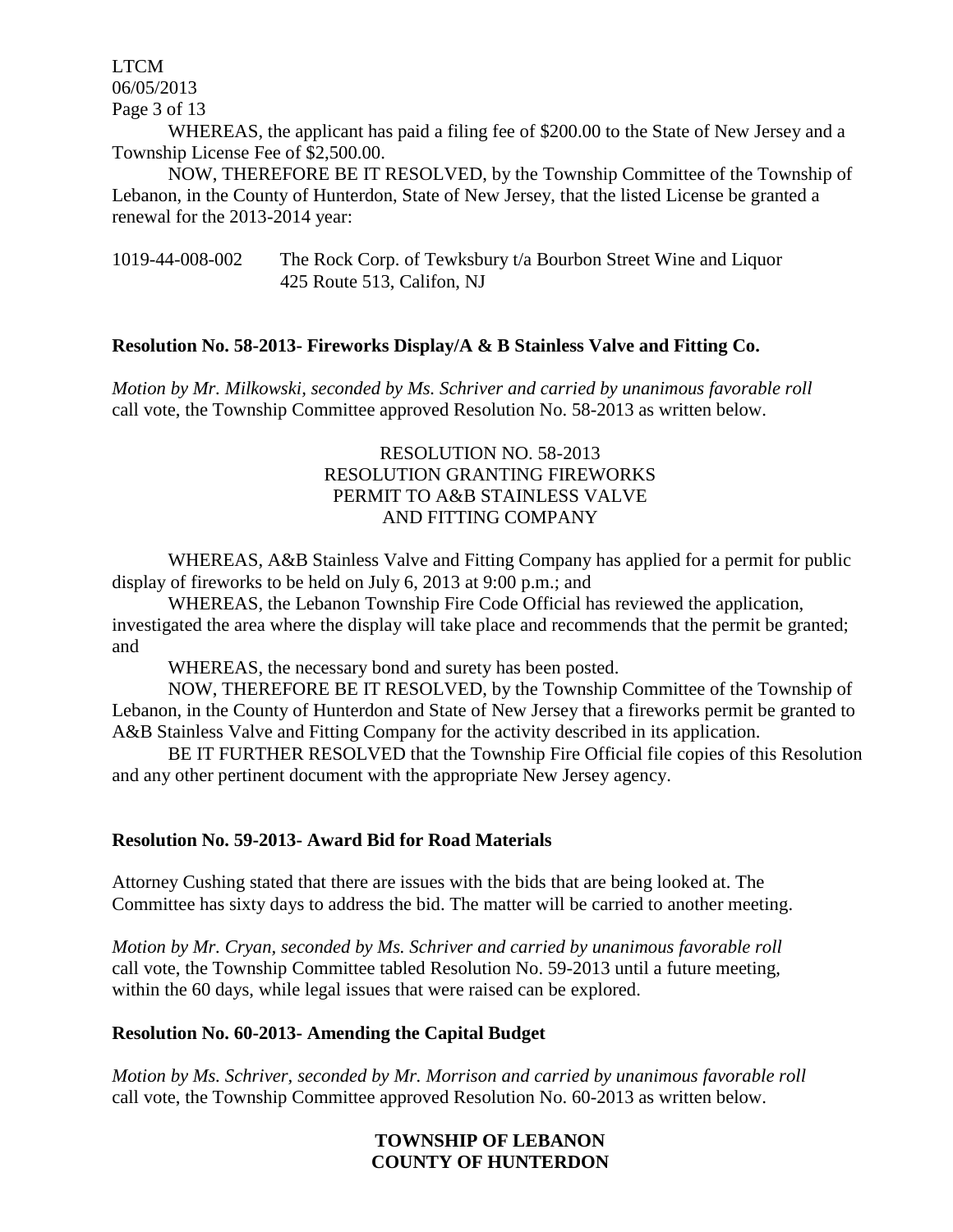WHEREAS, the applicant has paid a filing fee of $200.00 to the State of New Jersey and a Township License Fee of $2,500.00.

NOW, THEREFORE BE IT RESOLVED, by the Township Committee of the Township of Lebanon, in the County of Hunterdon, State of New Jersey, that the listed License be granted a renewal for the 2013-2014 year:

1019-44-008-002 The Rock Corp. of Tewksbury t/a Bourbon Street Wine and Liquor
425 Route 513, Califon, NJ

**Resolution No. 58-2013- Fireworks Display/A & B Stainless Valve and Fitting Co.**

*Motion by Mr. Milkowski, seconded by Ms. Schriver and carried by unanimous favorable roll* call vote, the Township Committee approved Resolution No. 58-2013 as written below.

RESOLUTION NO. 58-2013
RESOLUTION GRANTING FIREWORKS
PERMIT TO A&B STAINLESS VALVE
AND FITTING COMPANY

WHEREAS, A&B Stainless Valve and Fitting Company has applied for a permit for public display of fireworks to be held on July 6, 2013 at 9:00 p.m.; and

WHEREAS, the Lebanon Township Fire Code Official has reviewed the application, investigated the area where the display will take place and recommends that the permit be granted; and

WHEREAS, the necessary bond and surety has been posted.

NOW, THEREFORE BE IT RESOLVED, by the Township Committee of the Township of Lebanon, in the County of Hunterdon and State of New Jersey that a fireworks permit be granted to A&B Stainless Valve and Fitting Company for the activity described in its application.

BE IT FURTHER RESOLVED that the Township Fire Official file copies of this Resolution and any other pertinent document with the appropriate New Jersey agency.

**Resolution No. 59-2013- Award Bid for Road Materials**

Attorney Cushing stated that there are issues with the bids that are being looked at. The Committee has sixty days to address the bid. The matter will be carried to another meeting.

*Motion by Mr. Cryan, seconded by Ms. Schriver and carried by unanimous favorable roll* call vote, the Township Committee tabled Resolution No. 59-2013 until a future meeting, within the 60 days, while legal issues that were raised can be explored.

**Resolution No. 60-2013- Amending the Capital Budget**

*Motion by Ms. Schriver, seconded by Mr. Morrison and carried by unanimous favorable roll* call vote, the Township Committee approved Resolution No. 60-2013 as written below.

**TOWNSHIP OF LEBANON**
**COUNTY OF HUNTERDON**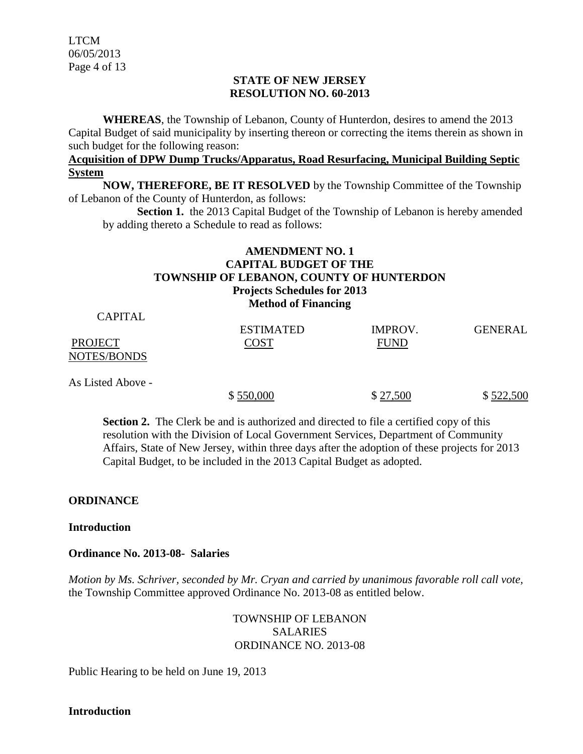**STATE OF NEW JERSEY**
**RESOLUTION NO. 60-2013**

**WHEREAS**, the Township of Lebanon, County of Hunterdon, desires to amend the 2013 Capital Budget of said municipality by inserting thereon or correcting the items therein as shown in such budget for the following reason:

**Acquisition of DPW Dump Trucks/Apparatus, Road Resurfacing, Municipal Building Septic System**

**NOW, THEREFORE, BE IT RESOLVED** by the Township Committee of the Township of Lebanon of the County of Hunterdon, as follows:

**Section 1.** the 2013 Capital Budget of the Township of Lebanon is hereby amended by adding thereto a Schedule to read as follows:

**AMENDMENT NO. 1**
**CAPITAL BUDGET OF THE**
**TOWNSHIP OF LEBANON, COUNTY OF HUNTERDON**
**Projects Schedules for 2013**
**Method of Financing**

| PROJECT | ESTIMATED COST | CAPITAL IMPROV. FUND | GENERAL NOTES/BONDS |
|---|---|---|---|
| As Listed Above - | $ 550,000 | $ 27,500 | $ 522,500 |

**Section 2.** The Clerk be and is authorized and directed to file a certified copy of this resolution with the Division of Local Government Services, Department of Community Affairs, State of New Jersey, within three days after the adoption of these projects for 2013 Capital Budget, to be included in the 2013 Capital Budget as adopted.

**ORDINANCE**

**Introduction**

**Ordinance No. 2013-08- Salaries**

*Motion by Ms. Schriver, seconded by Mr. Cryan and carried by unanimous favorable roll call vote*, the Township Committee approved Ordinance No. 2013-08 as entitled below.

TOWNSHIP OF LEBANON
SALARIES
ORDINANCE NO. 2013-08

Public Hearing to be held on June 19, 2013

**Introduction**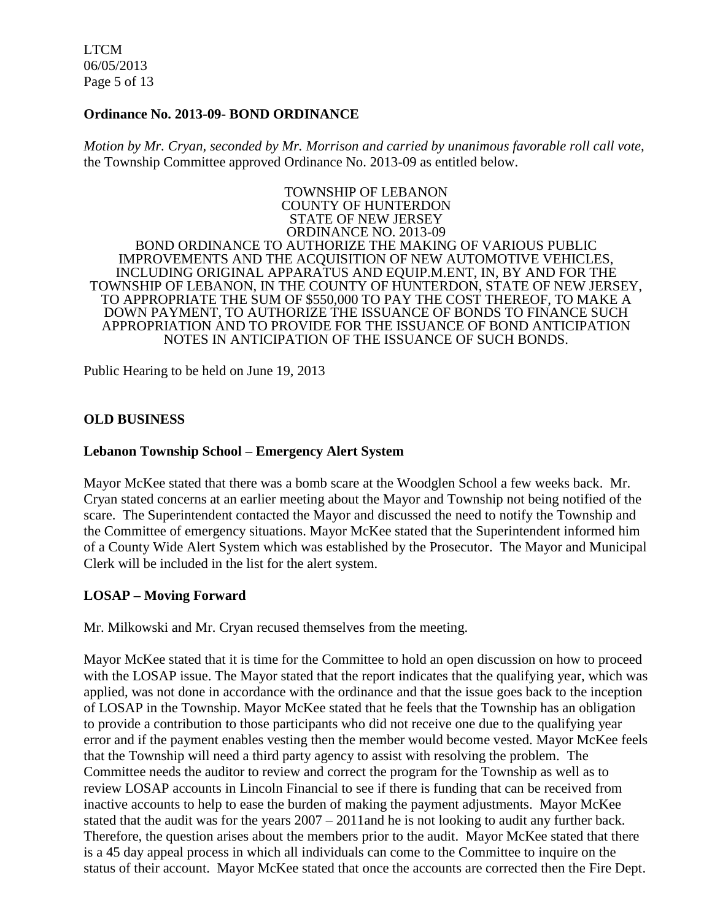**Ordinance No. 2013-09- BOND ORDINANCE**

*Motion by Mr. Cryan, seconded by Mr. Morrison and carried by unanimous favorable roll call vote,* the Township Committee approved Ordinance No. 2013-09 as entitled below.

TOWNSHIP OF LEBANON
COUNTY OF HUNTERDON
STATE OF NEW JERSEY
ORDINANCE NO. 2013-09
BOND ORDINANCE TO AUTHORIZE THE MAKING OF VARIOUS PUBLIC IMPROVEMENTS AND THE ACQUISITION OF NEW AUTOMOTIVE VEHICLES, INCLUDING ORIGINAL APPARATUS AND EQUIP.M.ENT, IN, BY AND FOR THE TOWNSHIP OF LEBANON, IN THE COUNTY OF HUNTERDON, STATE OF NEW JERSEY, TO APPROPRIATE THE SUM OF $550,000 TO PAY THE COST THEREOF, TO MAKE A DOWN PAYMENT, TO AUTHORIZE THE ISSUANCE OF BONDS TO FINANCE SUCH APPROPRIATION AND TO PROVIDE FOR THE ISSUANCE OF BOND ANTICIPATION NOTES IN ANTICIPATION OF THE ISSUANCE OF SUCH BONDS.

Public Hearing to be held on June 19, 2013

**OLD BUSINESS**

**Lebanon Township School – Emergency Alert System**

Mayor McKee stated that there was a bomb scare at the Woodglen School a few weeks back. Mr. Cryan stated concerns at an earlier meeting about the Mayor and Township not being notified of the scare. The Superintendent contacted the Mayor and discussed the need to notify the Township and the Committee of emergency situations. Mayor McKee stated that the Superintendent informed him of a County Wide Alert System which was established by the Prosecutor. The Mayor and Municipal Clerk will be included in the list for the alert system.

**LOSAP – Moving Forward**

Mr. Milkowski and Mr. Cryan recused themselves from the meeting.

Mayor McKee stated that it is time for the Committee to hold an open discussion on how to proceed with the LOSAP issue. The Mayor stated that the report indicates that the qualifying year, which was applied, was not done in accordance with the ordinance and that the issue goes back to the inception of LOSAP in the Township. Mayor McKee stated that he feels that the Township has an obligation to provide a contribution to those participants who did not receive one due to the qualifying year error and if the payment enables vesting then the member would become vested. Mayor McKee feels that the Township will need a third party agency to assist with resolving the problem. The Committee needs the auditor to review and correct the program for the Township as well as to review LOSAP accounts in Lincoln Financial to see if there is funding that can be received from inactive accounts to help to ease the burden of making the payment adjustments. Mayor McKee stated that the audit was for the years 2007 – 2011and he is not looking to audit any further back. Therefore, the question arises about the members prior to the audit. Mayor McKee stated that there is a 45 day appeal process in which all individuals can come to the Committee to inquire on the status of their account. Mayor McKee stated that once the accounts are corrected then the Fire Dept.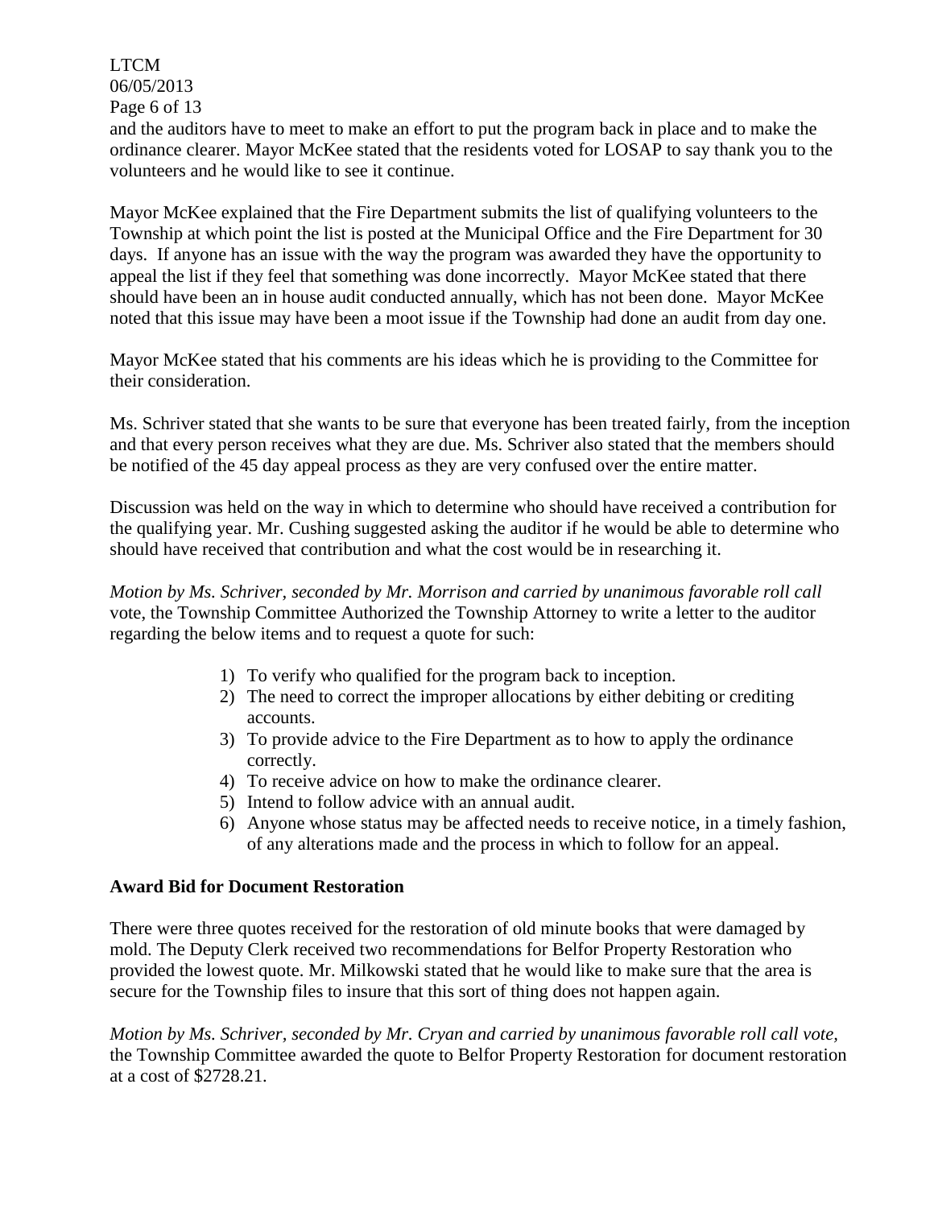and the auditors have to meet to make an effort to put the program back in place and to make the ordinance clearer. Mayor McKee stated that the residents voted for LOSAP to say thank you to the volunteers and he would like to see it continue.

Mayor McKee explained that the Fire Department submits the list of qualifying volunteers to the Township at which point the list is posted at the Municipal Office and the Fire Department for 30 days. If anyone has an issue with the way the program was awarded they have the opportunity to appeal the list if they feel that something was done incorrectly. Mayor McKee stated that there should have been an in house audit conducted annually, which has not been done. Mayor McKee noted that this issue may have been a moot issue if the Township had done an audit from day one.

Mayor McKee stated that his comments are his ideas which he is providing to the Committee for their consideration.

Ms. Schriver stated that she wants to be sure that everyone has been treated fairly, from the inception and that every person receives what they are due. Ms. Schriver also stated that the members should be notified of the 45 day appeal process as they are very confused over the entire matter.

Discussion was held on the way in which to determine who should have received a contribution for the qualifying year. Mr. Cushing suggested asking the auditor if he would be able to determine who should have received that contribution and what the cost would be in researching it.

*Motion by Ms. Schriver, seconded by Mr. Morrison and carried by unanimous favorable roll call* vote, the Township Committee Authorized the Township Attorney to write a letter to the auditor regarding the below items and to request a quote for such:

1) To verify who qualified for the program back to inception.
2) The need to correct the improper allocations by either debiting or crediting accounts.
3) To provide advice to the Fire Department as to how to apply the ordinance correctly.
4) To receive advice on how to make the ordinance clearer.
5) Intend to follow advice with an annual audit.
6) Anyone whose status may be affected needs to receive notice, in a timely fashion, of any alterations made and the process in which to follow for an appeal.

**Award Bid for Document Restoration**

There were three quotes received for the restoration of old minute books that were damaged by mold. The Deputy Clerk received two recommendations for Belfor Property Restoration who provided the lowest quote. Mr. Milkowski stated that he would like to make sure that the area is secure for the Township files to insure that this sort of thing does not happen again.

*Motion by Ms. Schriver, seconded by Mr. Cryan and carried by unanimous favorable roll call vote,* the Township Committee awarded the quote to Belfor Property Restoration for document restoration at a cost of $2728.21.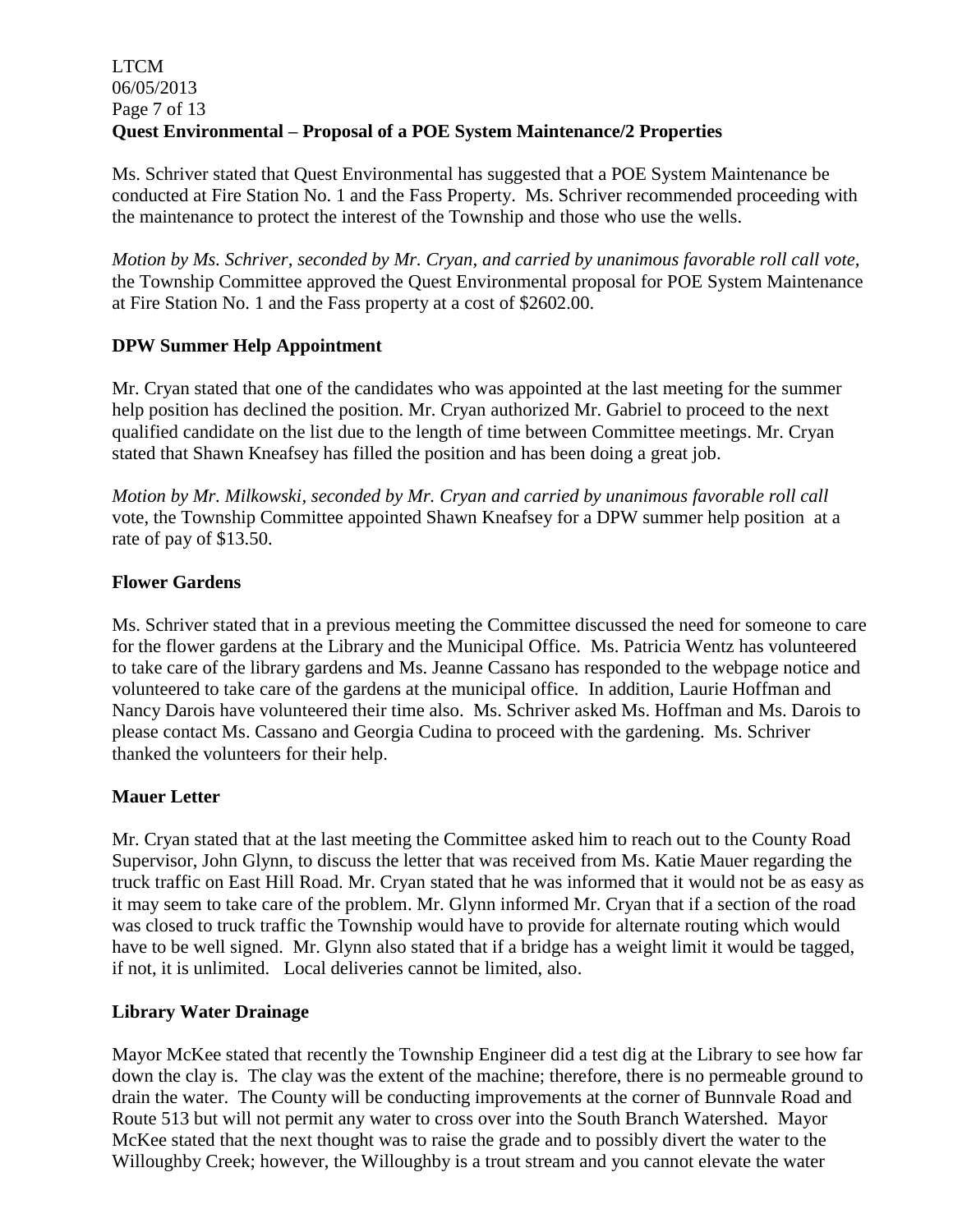**Quest Environmental – Proposal of a POE System Maintenance/2 Properties**

Ms. Schriver stated that Quest Environmental has suggested that a POE System Maintenance be conducted at Fire Station No. 1 and the Fass Property. Ms. Schriver recommended proceeding with the maintenance to protect the interest of the Township and those who use the wells.

*Motion by Ms. Schriver, seconded by Mr. Cryan, and carried by unanimous favorable roll call vote,* the Township Committee approved the Quest Environmental proposal for POE System Maintenance at Fire Station No. 1 and the Fass property at a cost of $2602.00.

**DPW Summer Help Appointment**

Mr. Cryan stated that one of the candidates who was appointed at the last meeting for the summer help position has declined the position. Mr. Cryan authorized Mr. Gabriel to proceed to the next qualified candidate on the list due to the length of time between Committee meetings. Mr. Cryan stated that Shawn Kneafsey has filled the position and has been doing a great job.

*Motion by Mr. Milkowski, seconded by Mr. Cryan and carried by unanimous favorable roll call* vote, the Township Committee appointed Shawn Kneafsey for a DPW summer help position at a rate of pay of $13.50.

**Flower Gardens**

Ms. Schriver stated that in a previous meeting the Committee discussed the need for someone to care for the flower gardens at the Library and the Municipal Office. Ms. Patricia Wentz has volunteered to take care of the library gardens and Ms. Jeanne Cassano has responded to the webpage notice and volunteered to take care of the gardens at the municipal office. In addition, Laurie Hoffman and Nancy Darois have volunteered their time also. Ms. Schriver asked Ms. Hoffman and Ms. Darois to please contact Ms. Cassano and Georgia Cudina to proceed with the gardening. Ms. Schriver thanked the volunteers for their help.

**Mauer Letter**

Mr. Cryan stated that at the last meeting the Committee asked him to reach out to the County Road Supervisor, John Glynn, to discuss the letter that was received from Ms. Katie Mauer regarding the truck traffic on East Hill Road. Mr. Cryan stated that he was informed that it would not be as easy as it may seem to take care of the problem. Mr. Glynn informed Mr. Cryan that if a section of the road was closed to truck traffic the Township would have to provide for alternate routing which would have to be well signed. Mr. Glynn also stated that if a bridge has a weight limit it would be tagged, if not, it is unlimited. Local deliveries cannot be limited, also.

**Library Water Drainage**

Mayor McKee stated that recently the Township Engineer did a test dig at the Library to see how far down the clay is. The clay was the extent of the machine; therefore, there is no permeable ground to drain the water. The County will be conducting improvements at the corner of Bunnvale Road and Route 513 but will not permit any water to cross over into the South Branch Watershed. Mayor McKee stated that the next thought was to raise the grade and to possibly divert the water to the Willoughby Creek; however, the Willoughby is a trout stream and you cannot elevate the water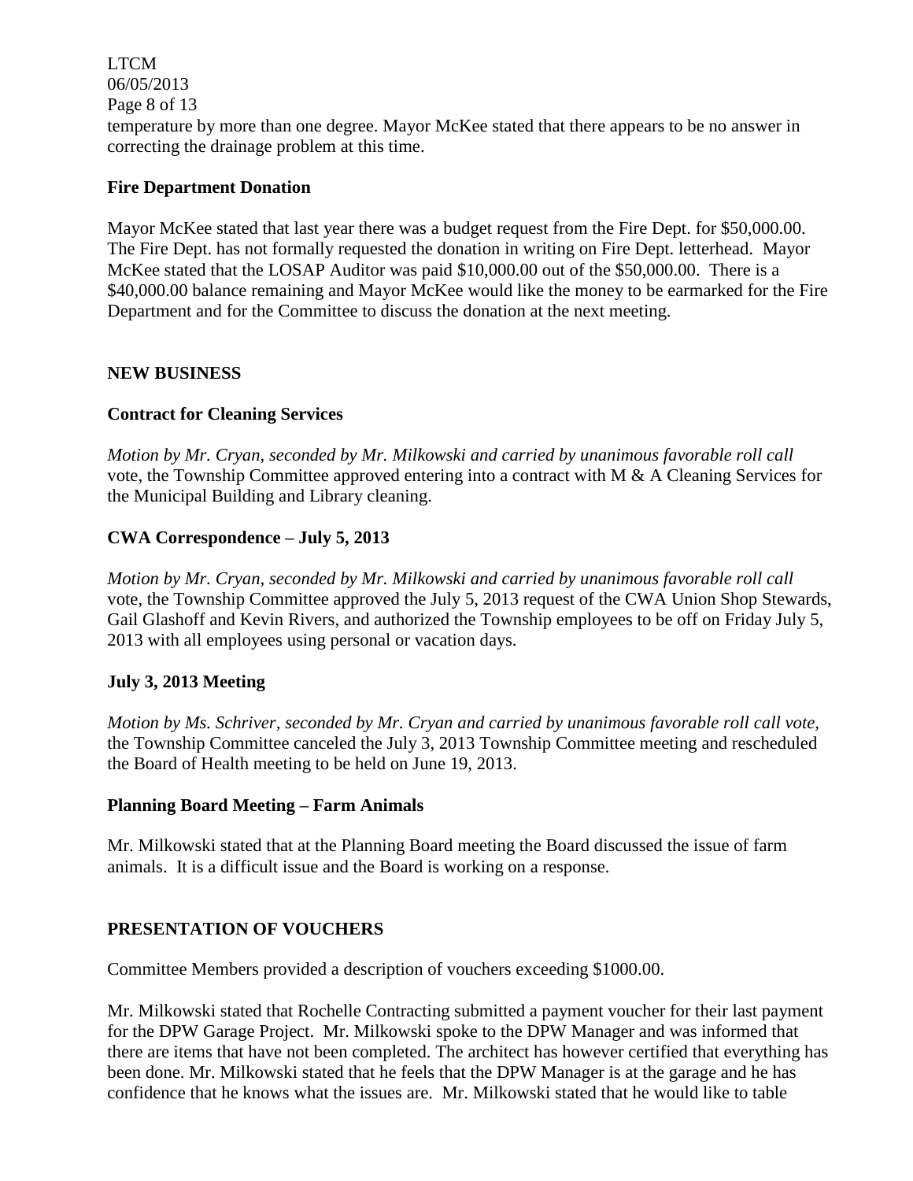temperature by more than one degree. Mayor McKee stated that there appears to be no answer in correcting the drainage problem at this time.

**Fire Department Donation**

Mayor McKee stated that last year there was a budget request from the Fire Dept. for $50,000.00. The Fire Dept. has not formally requested the donation in writing on Fire Dept. letterhead. Mayor McKee stated that the LOSAP Auditor was paid $10,000.00 out of the $50,000.00. There is a $40,000.00 balance remaining and Mayor McKee would like the money to be earmarked for the Fire Department and for the Committee to discuss the donation at the next meeting.

**NEW BUSINESS**

**Contract for Cleaning Services**

*Motion by Mr. Cryan, seconded by Mr. Milkowski and carried by unanimous favorable roll call* vote, the Township Committee approved entering into a contract with M & A Cleaning Services for the Municipal Building and Library cleaning.

**CWA Correspondence – July 5, 2013**

*Motion by Mr. Cryan, seconded by Mr. Milkowski and carried by unanimous favorable roll call* vote, the Township Committee approved the July 5, 2013 request of the CWA Union Shop Stewards, Gail Glashoff and Kevin Rivers, and authorized the Township employees to be off on Friday July 5, 2013 with all employees using personal or vacation days.

**July 3, 2013 Meeting**

*Motion by Ms. Schriver, seconded by Mr. Cryan and carried by unanimous favorable roll call vote,* the Township Committee canceled the July 3, 2013 Township Committee meeting and rescheduled the Board of Health meeting to be held on June 19, 2013.

**Planning Board Meeting – Farm Animals**

Mr. Milkowski stated that at the Planning Board meeting the Board discussed the issue of farm animals. It is a difficult issue and the Board is working on a response.

**PRESENTATION OF VOUCHERS**

Committee Members provided a description of vouchers exceeding $1000.00.

Mr. Milkowski stated that Rochelle Contracting submitted a payment voucher for their last payment for the DPW Garage Project. Mr. Milkowski spoke to the DPW Manager and was informed that there are items that have not been completed. The architect has however certified that everything has been done. Mr. Milkowski stated that he feels that the DPW Manager is at the garage and he has confidence that he knows what the issues are. Mr. Milkowski stated that he would like to table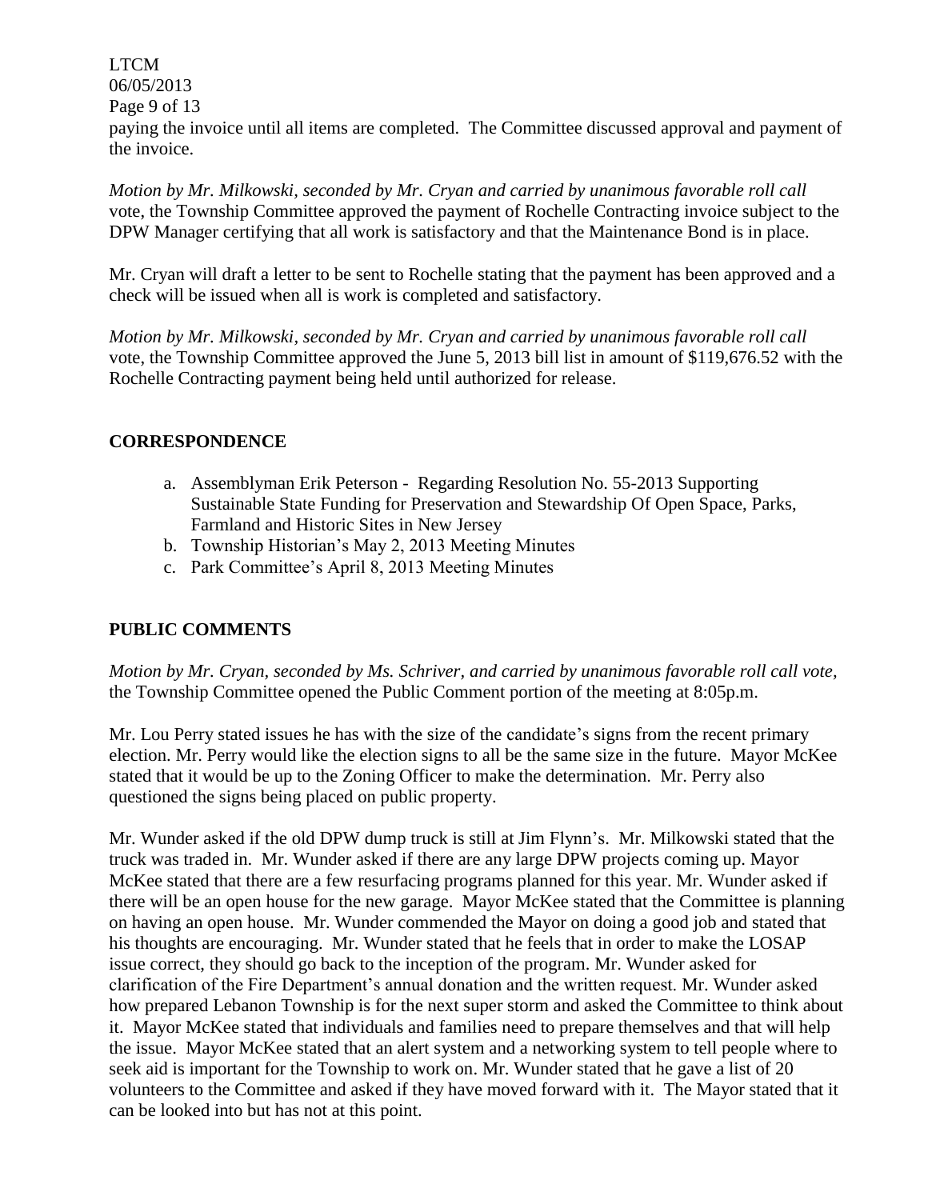paying the invoice until all items are completed. The Committee discussed approval and payment of the invoice.

*Motion by Mr. Milkowski, seconded by Mr. Cryan and carried by unanimous favorable roll call* vote, the Township Committee approved the payment of Rochelle Contracting invoice subject to the DPW Manager certifying that all work is satisfactory and that the Maintenance Bond is in place.

Mr. Cryan will draft a letter to be sent to Rochelle stating that the payment has been approved and a check will be issued when all is work is completed and satisfactory.

*Motion by Mr. Milkowski, seconded by Mr. Cryan and carried by unanimous favorable roll call* vote, the Township Committee approved the June 5, 2013 bill list in amount of $119,676.52 with the Rochelle Contracting payment being held until authorized for release.

## CORRESPONDENCE

a. Assemblyman Erik Peterson - Regarding Resolution No. 55-2013 Supporting Sustainable State Funding for Preservation and Stewardship Of Open Space, Parks, Farmland and Historic Sites in New Jersey
b. Township Historian's May 2, 2013 Meeting Minutes
c. Park Committee's April 8, 2013 Meeting Minutes

## PUBLIC COMMENTS

*Motion by Mr. Cryan, seconded by Ms. Schriver, and carried by unanimous favorable roll call vote,* the Township Committee opened the Public Comment portion of the meeting at 8:05p.m.

Mr. Lou Perry stated issues he has with the size of the candidate's signs from the recent primary election. Mr. Perry would like the election signs to all be the same size in the future. Mayor McKee stated that it would be up to the Zoning Officer to make the determination. Mr. Perry also questioned the signs being placed on public property.

Mr. Wunder asked if the old DPW dump truck is still at Jim Flynn's. Mr. Milkowski stated that the truck was traded in. Mr. Wunder asked if there are any large DPW projects coming up. Mayor McKee stated that there are a few resurfacing programs planned for this year. Mr. Wunder asked if there will be an open house for the new garage. Mayor McKee stated that the Committee is planning on having an open house. Mr. Wunder commended the Mayor on doing a good job and stated that his thoughts are encouraging. Mr. Wunder stated that he feels that in order to make the LOSAP issue correct, they should go back to the inception of the program. Mr. Wunder asked for clarification of the Fire Department's annual donation and the written request. Mr. Wunder asked how prepared Lebanon Township is for the next super storm and asked the Committee to think about it. Mayor McKee stated that individuals and families need to prepare themselves and that will help the issue. Mayor McKee stated that an alert system and a networking system to tell people where to seek aid is important for the Township to work on. Mr. Wunder stated that he gave a list of 20 volunteers to the Committee and asked if they have moved forward with it. The Mayor stated that it can be looked into but has not at this point.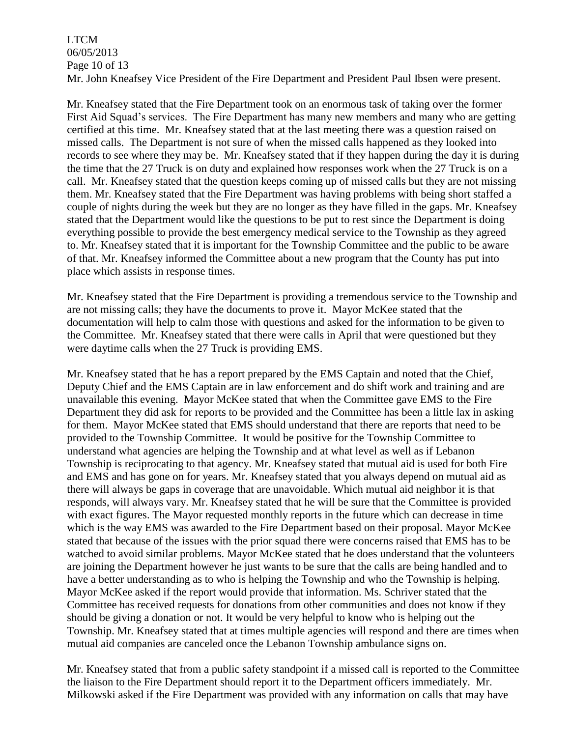Mr. John Kneafsey Vice President of the Fire Department and President Paul Ibsen were present.

Mr. Kneafsey stated that the Fire Department took on an enormous task of taking over the former First Aid Squad's services. The Fire Department has many new members and many who are getting certified at this time. Mr. Kneafsey stated that at the last meeting there was a question raised on missed calls. The Department is not sure of when the missed calls happened as they looked into records to see where they may be. Mr. Kneafsey stated that if they happen during the day it is during the time that the 27 Truck is on duty and explained how responses work when the 27 Truck is on a call. Mr. Kneafsey stated that the question keeps coming up of missed calls but they are not missing them. Mr. Kneafsey stated that the Fire Department was having problems with being short staffed a couple of nights during the week but they are no longer as they have filled in the gaps. Mr. Kneafsey stated that the Department would like the questions to be put to rest since the Department is doing everything possible to provide the best emergency medical service to the Township as they agreed to. Mr. Kneafsey stated that it is important for the Township Committee and the public to be aware of that. Mr. Kneafsey informed the Committee about a new program that the County has put into place which assists in response times.

Mr. Kneafsey stated that the Fire Department is providing a tremendous service to the Township and are not missing calls; they have the documents to prove it. Mayor McKee stated that the documentation will help to calm those with questions and asked for the information to be given to the Committee. Mr. Kneafsey stated that there were calls in April that were questioned but they were daytime calls when the 27 Truck is providing EMS.

Mr. Kneafsey stated that he has a report prepared by the EMS Captain and noted that the Chief, Deputy Chief and the EMS Captain are in law enforcement and do shift work and training and are unavailable this evening. Mayor McKee stated that when the Committee gave EMS to the Fire Department they did ask for reports to be provided and the Committee has been a little lax in asking for them. Mayor McKee stated that EMS should understand that there are reports that need to be provided to the Township Committee. It would be positive for the Township Committee to understand what agencies are helping the Township and at what level as well as if Lebanon Township is reciprocating to that agency. Mr. Kneafsey stated that mutual aid is used for both Fire and EMS and has gone on for years. Mr. Kneafsey stated that you always depend on mutual aid as there will always be gaps in coverage that are unavoidable. Which mutual aid neighbor it is that responds, will always vary. Mr. Kneafsey stated that he will be sure that the Committee is provided with exact figures. The Mayor requested monthly reports in the future which can decrease in time which is the way EMS was awarded to the Fire Department based on their proposal. Mayor McKee stated that because of the issues with the prior squad there were concerns raised that EMS has to be watched to avoid similar problems. Mayor McKee stated that he does understand that the volunteers are joining the Department however he just wants to be sure that the calls are being handled and to have a better understanding as to who is helping the Township and who the Township is helping. Mayor McKee asked if the report would provide that information. Ms. Schriver stated that the Committee has received requests for donations from other communities and does not know if they should be giving a donation or not. It would be very helpful to know who is helping out the Township. Mr. Kneafsey stated that at times multiple agencies will respond and there are times when mutual aid companies are canceled once the Lebanon Township ambulance signs on.

Mr. Kneafsey stated that from a public safety standpoint if a missed call is reported to the Committee the liaison to the Fire Department should report it to the Department officers immediately. Mr. Milkowski asked if the Fire Department was provided with any information on calls that may have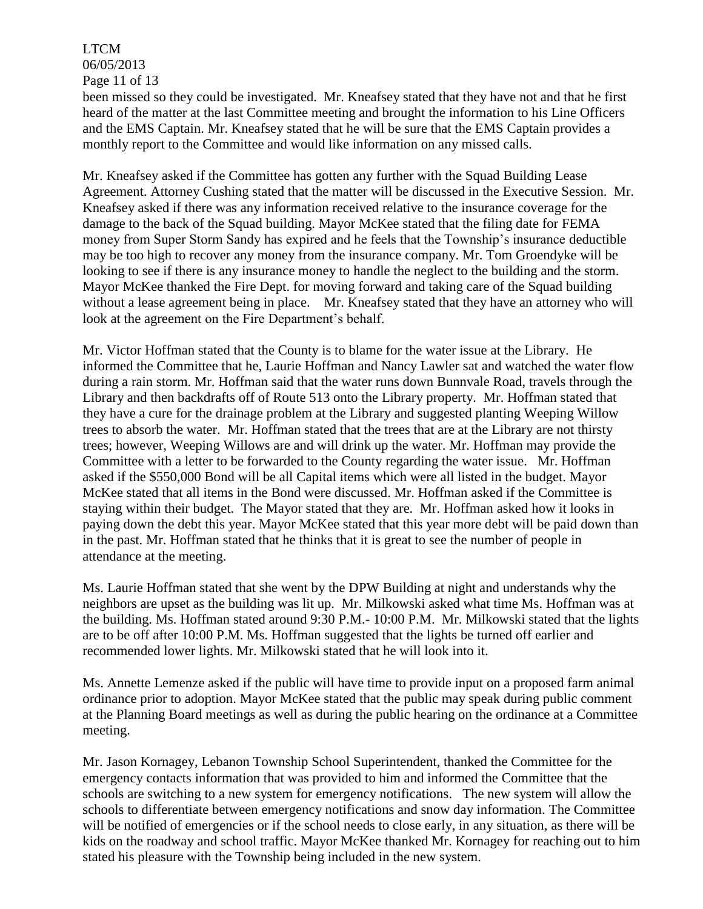been missed so they could be investigated. Mr. Kneafsey stated that they have not and that he first heard of the matter at the last Committee meeting and brought the information to his Line Officers and the EMS Captain. Mr. Kneafsey stated that he will be sure that the EMS Captain provides a monthly report to the Committee and would like information on any missed calls.

Mr. Kneafsey asked if the Committee has gotten any further with the Squad Building Lease Agreement. Attorney Cushing stated that the matter will be discussed in the Executive Session. Mr. Kneafsey asked if there was any information received relative to the insurance coverage for the damage to the back of the Squad building. Mayor McKee stated that the filing date for FEMA money from Super Storm Sandy has expired and he feels that the Township's insurance deductible may be too high to recover any money from the insurance company. Mr. Tom Groendyke will be looking to see if there is any insurance money to handle the neglect to the building and the storm. Mayor McKee thanked the Fire Dept. for moving forward and taking care of the Squad building without a lease agreement being in place. Mr. Kneafsey stated that they have an attorney who will look at the agreement on the Fire Department's behalf.

Mr. Victor Hoffman stated that the County is to blame for the water issue at the Library. He informed the Committee that he, Laurie Hoffman and Nancy Lawler sat and watched the water flow during a rain storm. Mr. Hoffman said that the water runs down Bunnvale Road, travels through the Library and then backdrafts off of Route 513 onto the Library property. Mr. Hoffman stated that they have a cure for the drainage problem at the Library and suggested planting Weeping Willow trees to absorb the water. Mr. Hoffman stated that the trees that are at the Library are not thirsty trees; however, Weeping Willows are and will drink up the water. Mr. Hoffman may provide the Committee with a letter to be forwarded to the County regarding the water issue. Mr. Hoffman asked if the $550,000 Bond will be all Capital items which were all listed in the budget. Mayor McKee stated that all items in the Bond were discussed. Mr. Hoffman asked if the Committee is staying within their budget. The Mayor stated that they are. Mr. Hoffman asked how it looks in paying down the debt this year. Mayor McKee stated that this year more debt will be paid down than in the past. Mr. Hoffman stated that he thinks that it is great to see the number of people in attendance at the meeting.

Ms. Laurie Hoffman stated that she went by the DPW Building at night and understands why the neighbors are upset as the building was lit up. Mr. Milkowski asked what time Ms. Hoffman was at the building. Ms. Hoffman stated around 9:30 P.M.- 10:00 P.M. Mr. Milkowski stated that the lights are to be off after 10:00 P.M. Ms. Hoffman suggested that the lights be turned off earlier and recommended lower lights. Mr. Milkowski stated that he will look into it.

Ms. Annette Lemenze asked if the public will have time to provide input on a proposed farm animal ordinance prior to adoption. Mayor McKee stated that the public may speak during public comment at the Planning Board meetings as well as during the public hearing on the ordinance at a Committee meeting.

Mr. Jason Kornagey, Lebanon Township School Superintendent, thanked the Committee for the emergency contacts information that was provided to him and informed the Committee that the schools are switching to a new system for emergency notifications. The new system will allow the schools to differentiate between emergency notifications and snow day information. The Committee will be notified of emergencies or if the school needs to close early, in any situation, as there will be kids on the roadway and school traffic. Mayor McKee thanked Mr. Kornagey for reaching out to him stated his pleasure with the Township being included in the new system.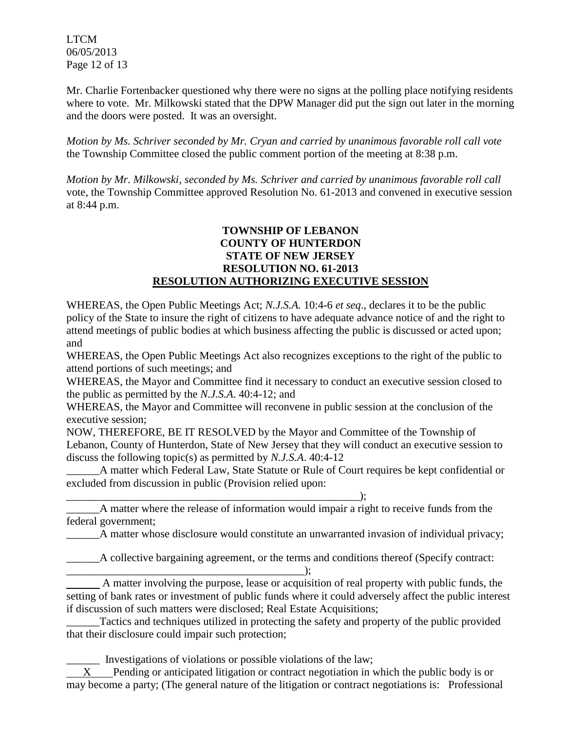Mr. Charlie Fortenbacker questioned why there were no signs at the polling place notifying residents where to vote. Mr. Milkowski stated that the DPW Manager did put the sign out later in the morning and the doors were posted. It was an oversight.

*Motion by Ms. Schriver seconded by Mr. Cryan and carried by unanimous favorable roll call vote* the Township Committee closed the public comment portion of the meeting at 8:38 p.m.

*Motion by Mr. Milkowski, seconded by Ms. Schriver and carried by unanimous favorable roll call* vote, the Township Committee approved Resolution No. 61-2013 and convened in executive session at 8:44 p.m.

**TOWNSHIP OF LEBANON**
**COUNTY OF HUNTERDON**
**STATE OF NEW JERSEY**
**RESOLUTION NO. 61-2013**
**RESOLUTION AUTHORIZING EXECUTIVE SESSION**

WHEREAS, the Open Public Meetings Act; *N.J.S.A.* 10:4-6 *et seq*., declares it to be the public policy of the State to insure the right of citizens to have adequate advance notice of and the right to attend meetings of public bodies at which business affecting the public is discussed or acted upon; and

WHEREAS, the Open Public Meetings Act also recognizes exceptions to the right of the public to attend portions of such meetings; and

WHEREAS, the Mayor and Committee find it necessary to conduct an executive session closed to the public as permitted by the *N.J.S.A.* 40:4-12; and

WHEREAS, the Mayor and Committee will reconvene in public session at the conclusion of the executive session;

NOW, THEREFORE, BE IT RESOLVED by the Mayor and Committee of the Township of Lebanon, County of Hunterdon, State of New Jersey that they will conduct an executive session to discuss the following topic(s) as permitted by *N.J.S.A*. 40:4-12

______A matter which Federal Law, State Statute or Rule of Court requires be kept confidential or excluded from discussion in public (Provision relied upon: ________________________________________________________);

______A matter where the release of information would impair a right to receive funds from the federal government;

______A matter whose disclosure would constitute an unwarranted invasion of individual privacy;

______A collective bargaining agreement, or the terms and conditions thereof (Specify contract: ____________________________________________);

______ A matter involving the purpose, lease or acquisition of real property with public funds, the setting of bank rates or investment of public funds where it could adversely affect the public interest if discussion of such matters were disclosed; Real Estate Acquisitions;

______Tactics and techniques utilized in protecting the safety and property of the public provided that their disclosure could impair such protection;

______ Investigations of violations or possible violations of the law;

___X___Pending or anticipated litigation or contract negotiation in which the public body is or may become a party; (The general nature of the litigation or contract negotiations is: Professional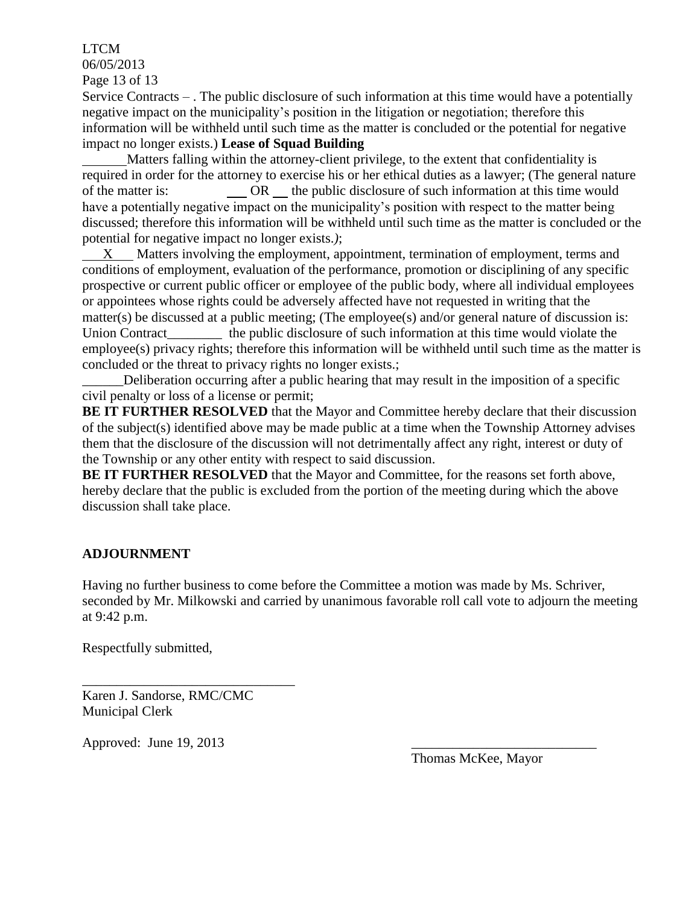Service Contracts – . The public disclosure of such information at this time would have a potentially negative impact on the municipality's position in the litigation or negotiation; therefore this information will be withheld until such time as the matter is concluded or the potential for negative impact no longer exists.) **Lease of Squad Building**

_______Matters falling within the attorney-client privilege, to the extent that confidentiality is required in order for the attorney to exercise his or her ethical duties as a lawyer; (The general nature of the matter is: ___ OR ___ the public disclosure of such information at this time would have a potentially negative impact on the municipality's position with respect to the matter being discussed; therefore this information will be withheld until such time as the matter is concluded or the potential for negative impact no longer exists.*)*;

___X___ Matters involving the employment, appointment, termination of employment, terms and conditions of employment, evaluation of the performance, promotion or disciplining of any specific prospective or current public officer or employee of the public body, where all individual employees or appointees whose rights could be adversely affected have not requested in writing that the matter(s) be discussed at a public meeting; (The employee(s) and/or general nature of discussion is: Union Contract________ the public disclosure of such information at this time would violate the employee(s) privacy rights; therefore this information will be withheld until such time as the matter is concluded or the threat to privacy rights no longer exists.;

______Deliberation occurring after a public hearing that may result in the imposition of a specific civil penalty or loss of a license or permit;

**BE IT FURTHER RESOLVED** that the Mayor and Committee hereby declare that their discussion of the subject(s) identified above may be made public at a time when the Township Attorney advises them that the disclosure of the discussion will not detrimentally affect any right, interest or duty of the Township or any other entity with respect to said discussion.

**BE IT FURTHER RESOLVED** that the Mayor and Committee, for the reasons set forth above, hereby declare that the public is excluded from the portion of the meeting during which the above discussion shall take place.

## ADJOURNMENT

Having no further business to come before the Committee a motion was made by Ms. Schriver, seconded by Mr. Milkowski and carried by unanimous favorable roll call vote to adjourn the meeting at 9:42 p.m.

Respectfully submitted,

_______________________________

Karen J. Sandorse, RMC/CMC
Municipal Clerk

Approved: June 19, 2013

___________________________

Thomas McKee, Mayor